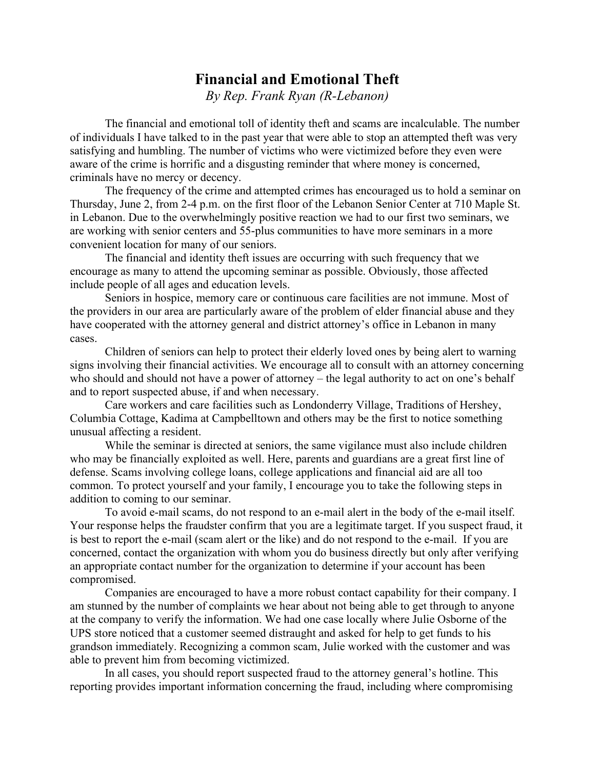# Financial and Emotional Theft

*By Rep. Frank Ryan (R-Lebanon)*

The financial and emotional toll of identity theft and scams are incalculable. The number of individuals I have talked to in the past year that were able to stop an attempted theft was very satisfying and humbling. The number of victims who were victimized before they even were aware of the crime is horrific and a disgusting reminder that where money is concerned, criminals have no mercy or decency.

The frequency of the crime and attempted crimes has encouraged us to hold a seminar on Thursday, June 2, from 2-4 p.m. on the first floor of the Lebanon Senior Center at 710 Maple St. in Lebanon. Due to the overwhelmingly positive reaction we had to our first two seminars, we are working with senior centers and 55-plus communities to have more seminars in a more convenient location for many of our seniors.

The financial and identity theft issues are occurring with such frequency that we encourage as many to attend the upcoming seminar as possible. Obviously, those affected include people of all ages and education levels.

Seniors in hospice, memory care or continuous care facilities are not immune. Most of the providers in our area are particularly aware of the problem of elder financial abuse and they have cooperated with the attorney general and district attorney's office in Lebanon in many cases.

Children of seniors can help to protect their elderly loved ones by being alert to warning signs involving their financial activities. We encourage all to consult with an attorney concerning who should and should not have a power of attorney – the legal authority to act on one's behalf and to report suspected abuse, if and when necessary.

Care workers and care facilities such as Londonderry Village, Traditions of Hershey, Columbia Cottage, Kadima at Campbelltown and others may be the first to notice something unusual affecting a resident.

While the seminar is directed at seniors, the same vigilance must also include children who may be financially exploited as well. Here, parents and guardians are a great first line of defense. Scams involving college loans, college applications and financial aid are all too common. To protect yourself and your family, I encourage you to take the following steps in addition to coming to our seminar.

To avoid e-mail scams, do not respond to an e-mail alert in the body of the e-mail itself. Your response helps the fraudster confirm that you are a legitimate target. If you suspect fraud, it is best to report the e-mail (scam alert or the like) and do not respond to the e-mail. If you are concerned, contact the organization with whom you do business directly but only after verifying an appropriate contact number for the organization to determine if your account has been compromised.

Companies are encouraged to have a more robust contact capability for their company. I am stunned by the number of complaints we hear about not being able to get through to anyone at the company to verify the information. We had one case locally where Julie Osborne of the UPS store noticed that a customer seemed distraught and asked for help to get funds to his grandson immediately. Recognizing a common scam, Julie worked with the customer and was able to prevent him from becoming victimized.

In all cases, you should report suspected fraud to the attorney general's hotline. This reporting provides important information concerning the fraud, including where compromising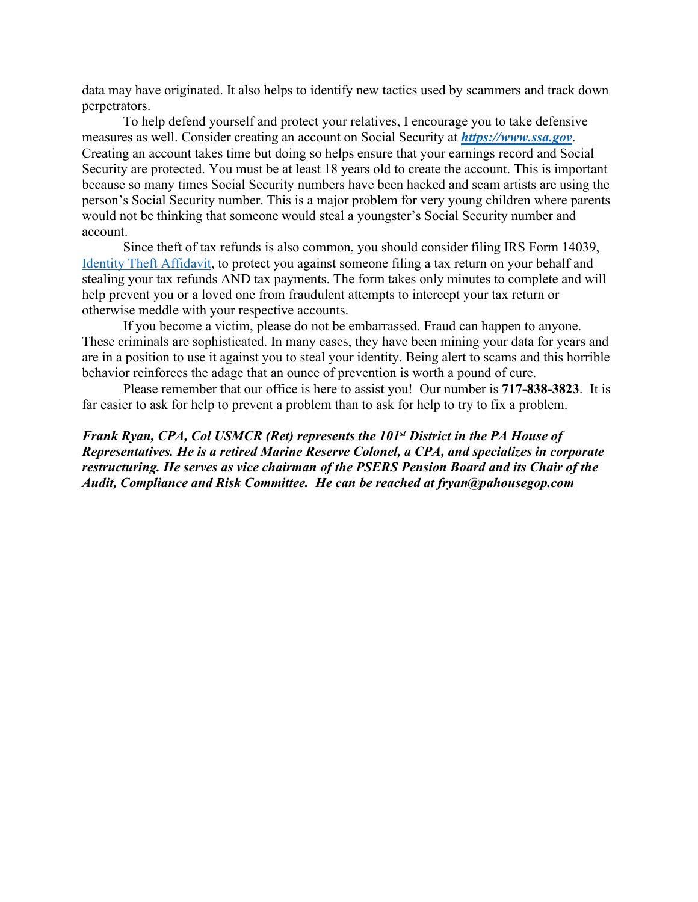data may have originated. It also helps to identify new tactics used by scammers and track down perpetrators.

To help defend yourself and protect your relatives, I encourage you to take defensive measures as well. Consider creating an account on Social Security at [***https://www.ssa.gov***](https://www.ssa.gov). Creating an account takes time but doing so helps ensure that your earnings record and Social Security are protected. You must be at least 18 years old to create the account. This is important because so many times Social Security numbers have been hacked and scam artists are using the person's Social Security number. This is a major problem for very young children where parents would not be thinking that someone would steal a youngster's Social Security number and account.

Since theft of tax refunds is also common, you should consider filing IRS Form 14039, Identity Theft Affidavit, to protect you against someone filing a tax return on your behalf and stealing your tax refunds AND tax payments. The form takes only minutes to complete and will help prevent you or a loved one from fraudulent attempts to intercept your tax return or otherwise meddle with your respective accounts.

If you become a victim, please do not be embarrassed. Fraud can happen to anyone. These criminals are sophisticated. In many cases, they have been mining your data for years and are in a position to use it against you to steal your identity. Being alert to scams and this horrible behavior reinforces the adage that an ounce of prevention is worth a pound of cure.

Please remember that our office is here to assist you! Our number is **717-838-3823**. It is far easier to ask for help to prevent a problem than to ask for help to try to fix a problem.

***Frank Ryan, CPA, Col USMCR (Ret) represents the 101st District in the PA House of Representatives. He is a retired Marine Reserve Colonel, a CPA, and specializes in corporate restructuring. He serves as vice chairman of the PSERS Pension Board and its Chair of the Audit, Compliance and Risk Committee. He can be reached at fryan@pahousegop.com***